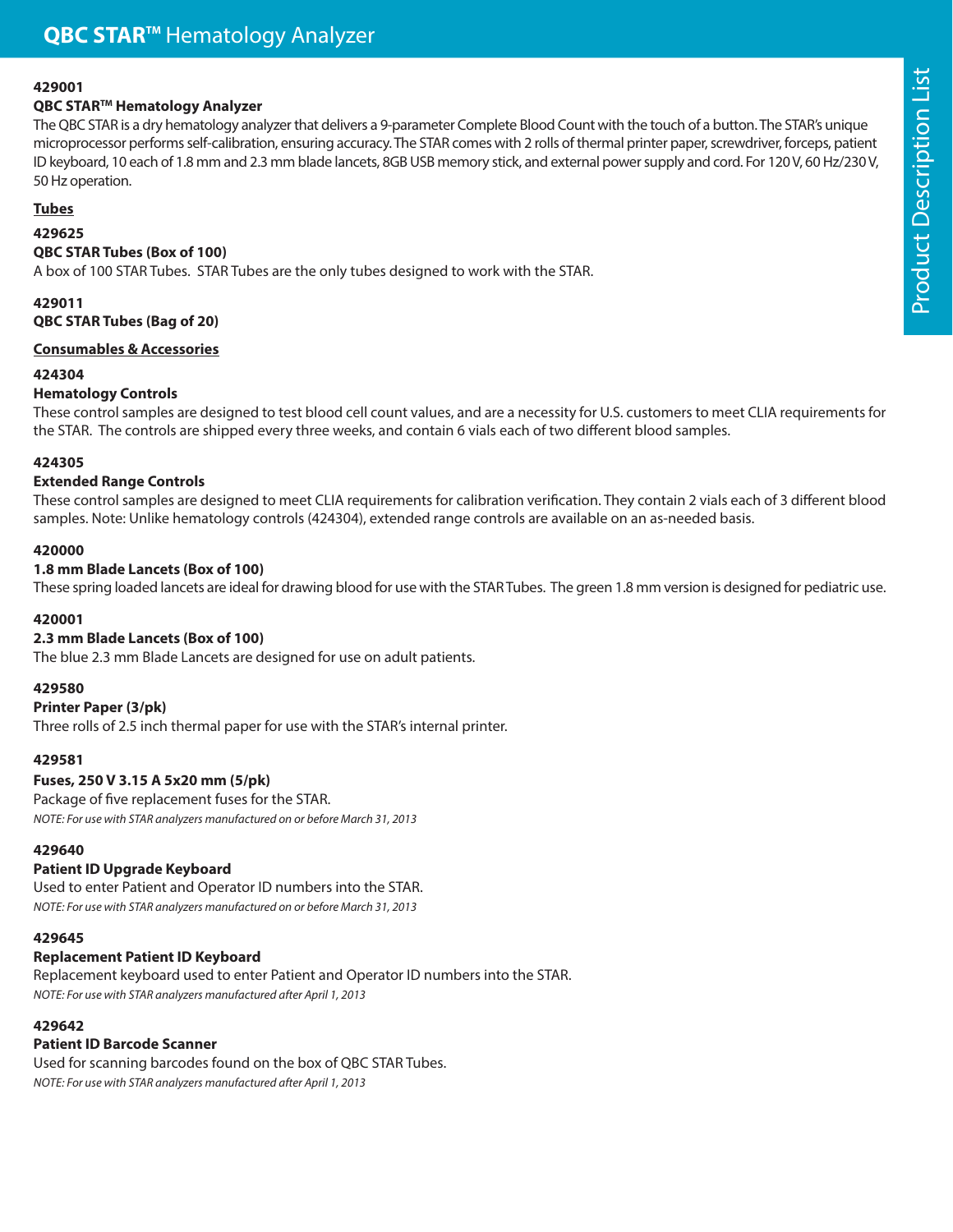# QBC STAR™ Hematology Analyzer

**429001**

**QBC STAR™ Hematology Analyzer**

The QBC STAR is a dry hematology analyzer that delivers a 9-parameter Complete Blood Count with the touch of a button. The STAR's unique microprocessor performs self-calibration, ensuring accuracy. The STAR comes with 2 rolls of thermal printer paper, screwdriver, forceps, patient ID keyboard, 10 each of 1.8 mm and 2.3 mm blade lancets, 8GB USB memory stick, and external power supply and cord. For 120 V, 60 Hz/230 V, 50 Hz operation.

## Tubes

**429625**

**QBC STAR Tubes (Box of 100)**

A box of 100 STAR Tubes. STAR Tubes are the only tubes designed to work with the STAR.

**429011**

**QBC STAR Tubes (Bag of 20)**

## Consumables & Accessories

**424304**

**Hematology Controls**

These control samples are designed to test blood cell count values, and are a necessity for U.S. customers to meet CLIA requirements for the STAR. The controls are shipped every three weeks, and contain 6 vials each of two different blood samples.

**424305**

**Extended Range Controls**

These control samples are designed to meet CLIA requirements for calibration verification. They contain 2 vials each of 3 different blood samples. Note: Unlike hematology controls (424304), extended range controls are available on an as-needed basis.

**420000**

**1.8 mm Blade Lancets (Box of 100)**

These spring loaded lancets are ideal for drawing blood for use with the STAR Tubes. The green 1.8 mm version is designed for pediatric use.

**420001**

**2.3 mm Blade Lancets (Box of 100)**

The blue 2.3 mm Blade Lancets are designed for use on adult patients.

**429580**

**Printer Paper (3/pk)**

Three rolls of 2.5 inch thermal paper for use with the STAR's internal printer.

**429581**

**Fuses, 250 V 3.15 A 5x20 mm (5/pk)**

Package of five replacement fuses for the STAR.

*NOTE: For use with STAR analyzers manufactured on or before March 31, 2013*

**429640**

**Patient ID Upgrade Keyboard**

Used to enter Patient and Operator ID numbers into the STAR.

*NOTE: For use with STAR analyzers manufactured on or before March 31, 2013*

**429645**

**Replacement Patient ID Keyboard**

Replacement keyboard used to enter Patient and Operator ID numbers into the STAR.

*NOTE: For use with STAR analyzers manufactured after April 1, 2013*

**429642**

**Patient ID Barcode Scanner**

Used for scanning barcodes found on the box of QBC STAR Tubes.

*NOTE: For use with STAR analyzers manufactured after April 1, 2013*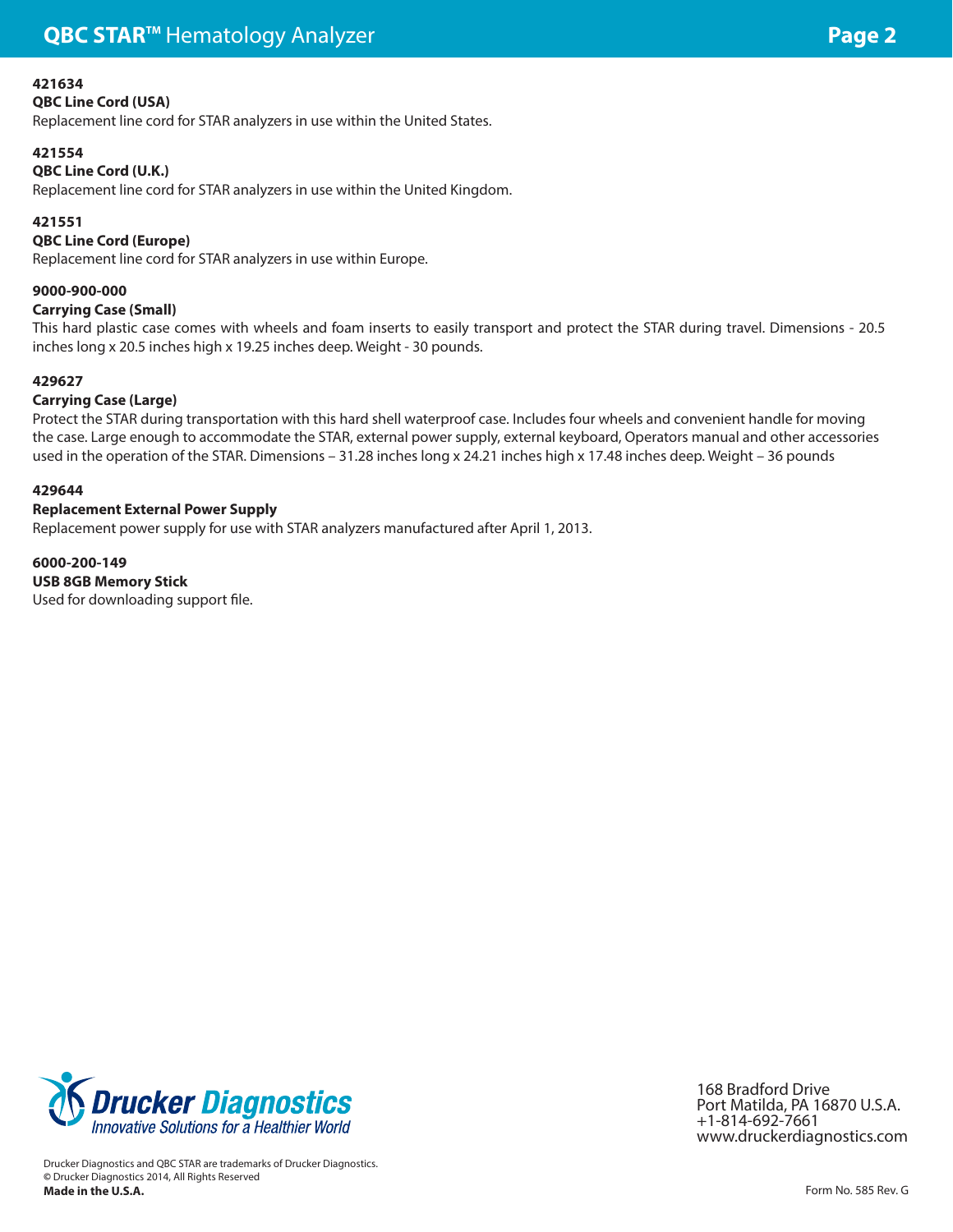**421634**

**QBC Line Cord (USA)**

Replacement line cord for STAR analyzers in use within the United States.

**421554**

**QBC Line Cord (U.K.)**

Replacement line cord for STAR analyzers in use within the United Kingdom.

**421551**

**QBC Line Cord (Europe)**

Replacement line cord for STAR analyzers in use within Europe.

**9000-900-000**

**Carrying Case (Small)**

This hard plastic case comes with wheels and foam inserts to easily transport and protect the STAR during travel. Dimensions - 20.5 inches long x 20.5 inches high x 19.25 inches deep. Weight - 30 pounds.

**429627**

**Carrying Case (Large)**

Protect the STAR during transportation with this hard shell waterproof case. Includes four wheels and convenient handle for moving the case. Large enough to accommodate the STAR, external power supply, external keyboard, Operators manual and other accessories used in the operation of the STAR. Dimensions – 31.28 inches long x 24.21 inches high x 17.48 inches deep. Weight – 36 pounds

**429644**

**Replacement External Power Supply**

Replacement power supply for use with STAR analyzers manufactured after April 1, 2013.

**6000-200-149**

**USB 8GB Memory Stick**

Used for downloading support file.

Drucker Diagnostics
*Innovative Solutions for a Healthier World*

168 Bradford Drive
Port Matilda, PA 16870 U.S.A.
+1-814-692-7661
www.druckerdiagnostics.com

Drucker Diagnostics and QBC STAR are trademarks of Drucker Diagnostics.
© Drucker Diagnostics 2014, All Rights Reserved
**Made in the U.S.A.**

Form No. 585 Rev. G